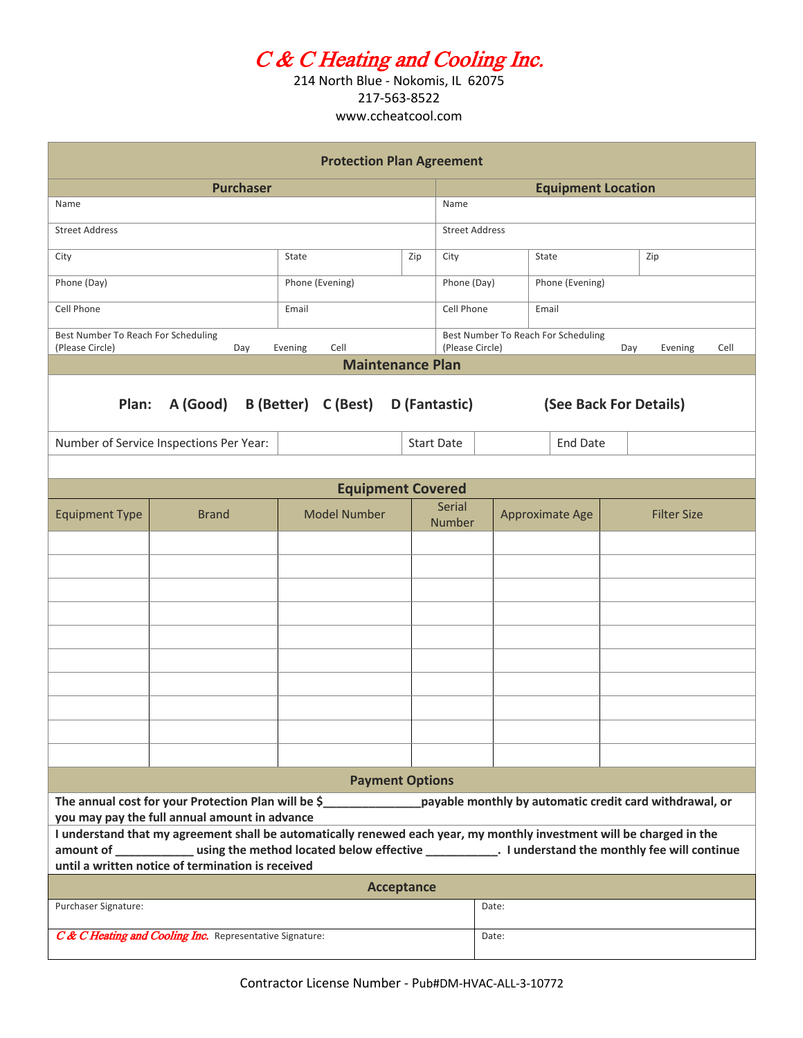# C & C Heating and Cooling Inc.

214 North Blue - Nokomis, IL 62075

217-563-8522

www.ccheatcool.com

## Protection Plan Agreement

| Purchaser | | | Equipment Location | | |
|---|---|---|---|---|---|
| Name | | | Name | | |
| Street Address | | | Street Address | | |
| City | State | Zip | City | State | Zip |
| Phone (Day) | Phone (Evening) | | Phone (Day) | Phone (Evening) | |
| Cell Phone | Email | | Cell Phone | Email | |
| Best Number To Reach For Scheduling (Please Circle) Day Evening Cell | | | Best Number To Reach For Scheduling (Please Circle) Day Evening Cell | | |

## Maintenance Plan

**Plan: A (Good) B (Better) C (Best) D (Fantastic) (See Back For Details)**

| Number of Service Inspections Per Year: | | Start Date | | End Date | |
|---|---|---|---|---|---|

## Equipment Covered

| Equipment Type | Brand | Model Number | Serial Number | Approximate Age | Filter Size |
|---|---|---|---|---|---|
| | | | | | |
| | | | | | |
| | | | | | |
| | | | | | |
| | | | | | |
| | | | | | |
| | | | | | |
| | | | | | |
| | | | | | |
| | | | | | |

## Payment Options

**The annual cost for your Protection Plan will be $______________payable monthly by automatic credit card withdrawal, or you may pay the full annual amount in advance**

**I understand that my agreement shall be automatically renewed each year, my monthly investment will be charged in the amount of ____________ using the method located below effective ___________. I understand the monthly fee will continue until a written notice of termination is received**

## Acceptance

| Purchaser Signature: | Date: |
|---|---|
| *C & C Heating and Cooling Inc.* Representative Signature: | Date: |

Contractor License Number - Pub#DM-HVAC-ALL-3-10772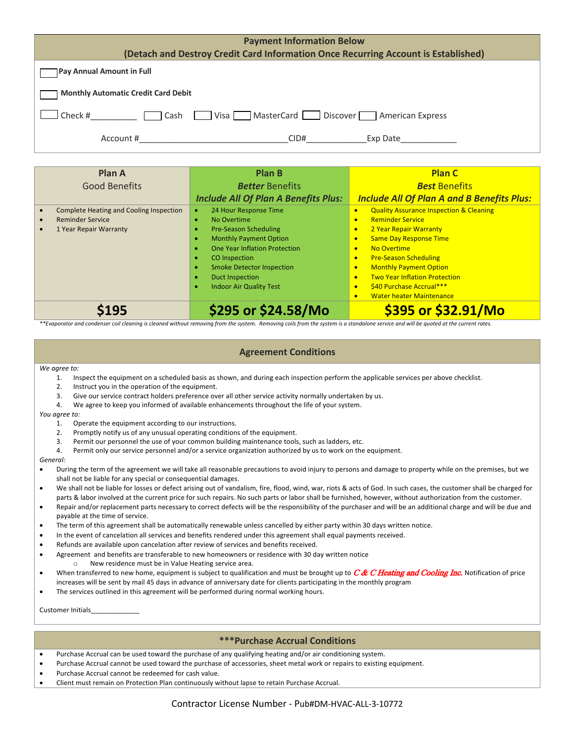## Payment Information Below
## (Detach and Destroy Credit Card Information Once Recurring Account is Established)

☐ **Pay Annual Amount in Full**

☐ **Monthly Automatic Credit Card Debit**

☐ Check #__________ ☐ Cash ☐ Visa ☐ MasterCard ☐ Discover ☐ American Express

Account #________________________________CID#_____________Exp Date____________

| Plan A<br>Good Benefits | Plan B<br>***Better*** Benefits<br>***Include All Of Plan A Benefits Plus:*** | Plan C<br>***Best*** Benefits<br>***Include All Of Plan A and B Benefits Plus:*** |
|---|---|---|
| • Complete Heating and Cooling Inspection<br>• Reminder Service<br>• 1 Year Repair Warranty | • 24 Hour Response Time<br>• No Overtime<br>• Pre-Season Scheduling<br>• Monthly Payment Option<br>• One Year Inflation Protection<br>• CO Inspection<br>• Smoke Detector Inspection<br>• Duct Inspection<br>• Indoor Air Quality Test | • Quality Assurance Inspection & Cleaning<br>• Reminder Service<br>• 2 Year Repair Warranty<br>• Same Day Response Time<br>• No Overtime<br>• Pre-Season Scheduling<br>• Monthly Payment Option<br>• Two Year Inflation Protection<br>• $40 Purchase Accrual***<br>• Water heater Maintenance |
| **$195** | **$295 or $24.58/Mo** | **$395 or $32.91/Mo** |

*\*\*Evaporator and condenser coil cleaning is cleaned without removing from the system. Removing coils from the system is a standalone service and will be quoted at the current rates.*

## Agreement Conditions

*We agree to:*

1. Inspect the equipment on a scheduled basis as shown, and during each inspection perform the applicable services per above checklist.
2. Instruct you in the operation of the equipment.
3. Give our service contract holders preference over all other service activity normally undertaken by us.
4. We agree to keep you informed of available enhancements throughout the life of your system.

*You agree to:*

1. Operate the equipment according to our instructions.
2. Promptly notify us of any unusual operating conditions of the equipment.
3. Permit our personnel the use of your common building maintenance tools, such as ladders, etc.
4. Permit only our service personnel and/or a service organization authorized by us to work on the equipment.

*General:*

- During the term of the agreement we will take all reasonable precautions to avoid injury to persons and damage to property while on the premises, but we shall not be liable for any special or consequential damages.
- We shall not be liable for losses or defect arising out of vandalism, fire, flood, wind, war, riots & acts of God. In such cases, the customer shall be charged for parts & labor involved at the current price for such repairs. No such parts or labor shall be furnished, however, without authorization from the customer.
- Repair and/or replacement parts necessary to correct defects will be the responsibility of the purchaser and will be an additional charge and will be due and payable at the time of service.
- The term of this agreement shall be automatically renewable unless cancelled by either party within 30 days written notice.
- In the event of cancelation all services and benefits rendered under this agreement shall equal payments received.
- Refunds are available upon cancelation after review of services and benefits received.
- Agreement and benefits are transferable to new homeowners or residence with 30 day written notice
  - New residence must be in Value Heating service area.
- When transferred to new home, equipment is subject to qualification and must be brought up to *C & C Heating and Cooling Inc.* Notification of price increases will be sent by mail 45 days in advance of anniversary date for clients participating in the monthly program
- The services outlined in this agreement will be performed during normal working hours.

Customer Initials_____________

## ***Purchase Accrual Conditions

- Purchase Accrual can be used toward the purchase of any qualifying heating and/or air conditioning system.
- Purchase Accrual cannot be used toward the purchase of accessories, sheet metal work or repairs to existing equipment.
- Purchase Accrual cannot be redeemed for cash value.
- Client must remain on Protection Plan continuously without lapse to retain Purchase Accrual.

Contractor License Number - Pub#DM-HVAC-ALL-3-10772